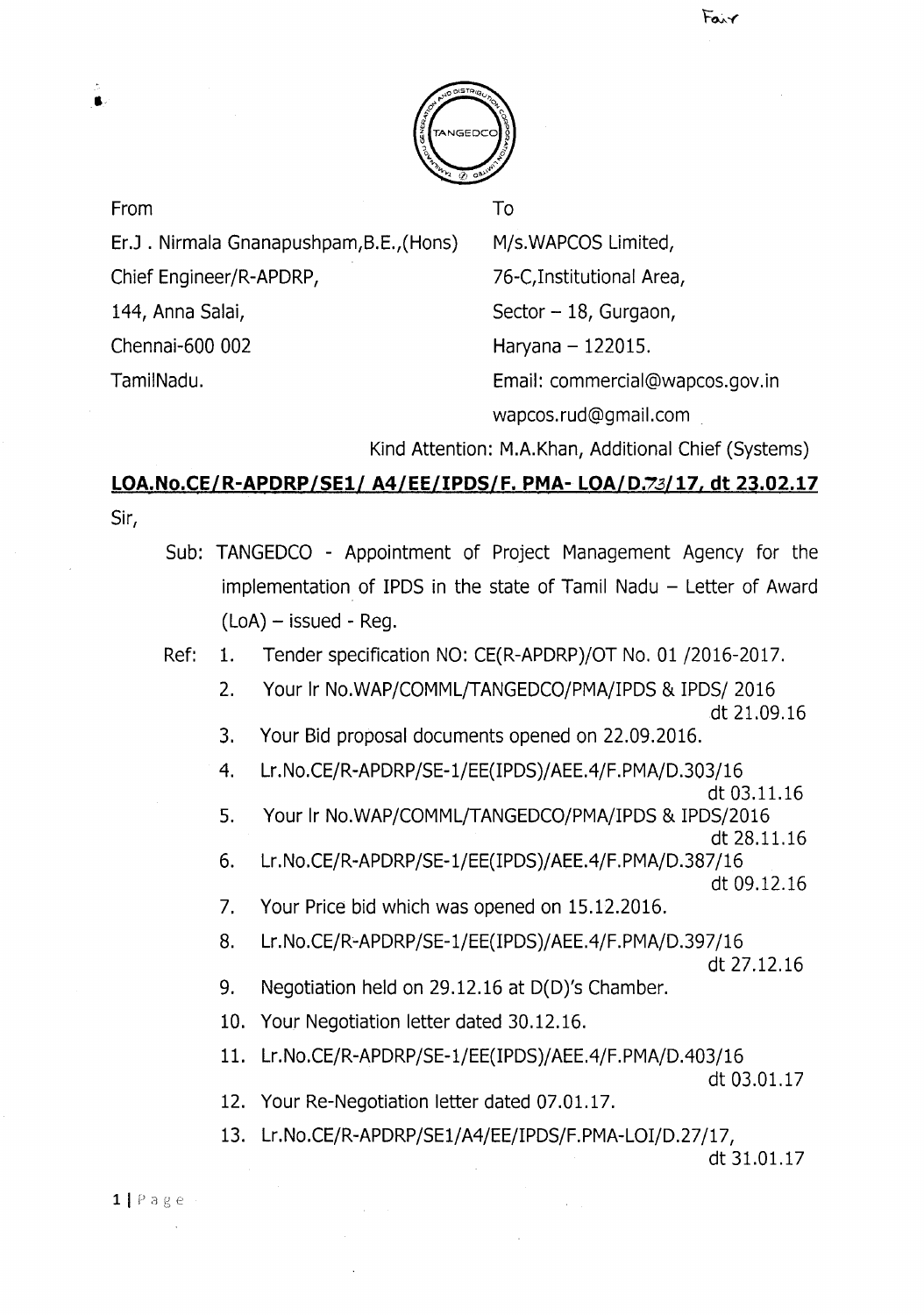Fair

From

Er.J . Nirmala Gnanapushpam,B.E.,(Hons)
Chief Engineer/R-APDRP,
144, Anna Salai,
Chennai-600 002
TamilNadu.

To

M/s.WAPCOS Limited,
76-C,Institutional Area,
Sector – 18, Gurgaon,
Haryana – 122015.
Email: commercial@wapcos.gov.in
wapcos.rud@gmail.com

Kind Attention: M.A.Khan, Additional Chief (Systems)

**LOA.No.CE/R-APDRP/SE1/ A4/EE/IPDS/F. PMA- LOA/D.73/17, dt 23.02.17**

Sir,

Sub: TANGEDCO - Appointment of Project Management Agency for the implementation of IPDS in the state of Tamil Nadu – Letter of Award (LoA) – issued - Reg.

Ref:

1. Tender specification NO: CE(R-APDRP)/OT No. 01 /2016-2017.
2. Your lr No.WAP/COMML/TANGEDCO/PMA/IPDS & IPDS/ 2016 dt 21.09.16
3. Your Bid proposal documents opened on 22.09.2016.
4. Lr.No.CE/R-APDRP/SE-1/EE(IPDS)/AEE.4/F.PMA/D.303/16 dt 03.11.16
5. Your lr No.WAP/COMML/TANGEDCO/PMA/IPDS & IPDS/2016 dt 28.11.16
6. Lr.No.CE/R-APDRP/SE-1/EE(IPDS)/AEE.4/F.PMA/D.387/16 dt 09.12.16
7. Your Price bid which was opened on 15.12.2016.
8. Lr.No.CE/R-APDRP/SE-1/EE(IPDS)/AEE.4/F.PMA/D.397/16 dt 27.12.16
9. Negotiation held on 29.12.16 at D(D)'s Chamber.
10. Your Negotiation letter dated 30.12.16.
11. Lr.No.CE/R-APDRP/SE-1/EE(IPDS)/AEE.4/F.PMA/D.403/16 dt 03.01.17
12. Your Re-Negotiation letter dated 07.01.17.
13. Lr.No.CE/R-APDRP/SE1/A4/EE/IPDS/F.PMA-LOI/D.27/17, dt 31.01.17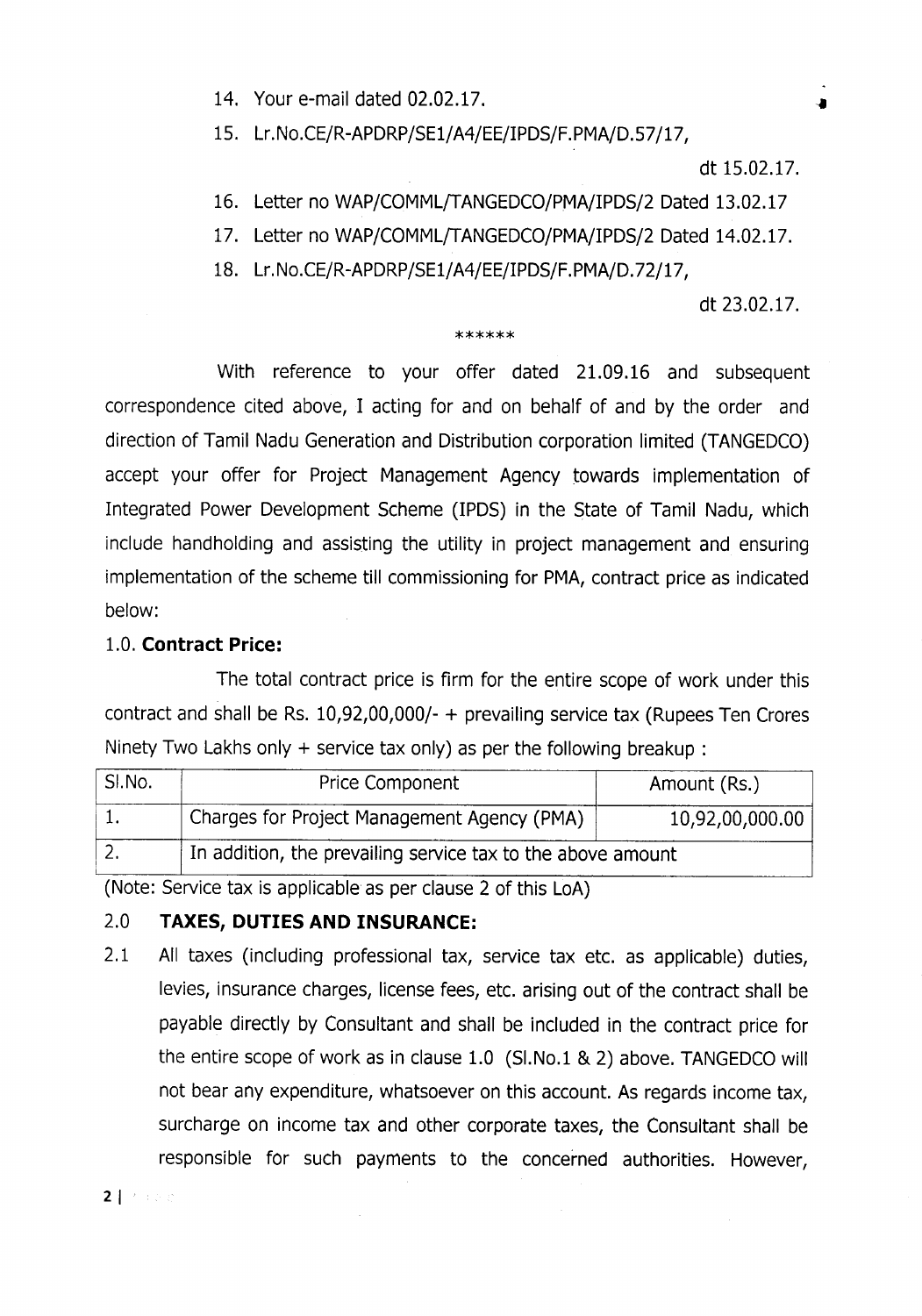14. Your e-mail dated 02.02.17.
15. Lr.No.CE/R-APDRP/SE1/A4/EE/IPDS/F.PMA/D.57/17, dt 15.02.17.
16. Letter no WAP/COMML/TANGEDCO/PMA/IPDS/2 Dated 13.02.17
17. Letter no WAP/COMML/TANGEDCO/PMA/IPDS/2 Dated 14.02.17.
18. Lr.No.CE/R-APDRP/SE1/A4/EE/IPDS/F.PMA/D.72/17, dt 23.02.17.

******

With reference to your offer dated 21.09.16 and subsequent correspondence cited above, I acting for and on behalf of and by the order and direction of Tamil Nadu Generation and Distribution corporation limited (TANGEDCO) accept your offer for Project Management Agency towards implementation of Integrated Power Development Scheme (IPDS) in the State of Tamil Nadu, which include handholding and assisting the utility in project management and ensuring implementation of the scheme till commissioning for PMA, contract price as indicated below:

### 1.0. Contract Price:

The total contract price is firm for the entire scope of work under this contract and shall be Rs. 10,92,00,000/- + prevailing service tax (Rupees Ten Crores Ninety Two Lakhs only + service tax only) as per the following breakup :

| Sl.No. | Price Component | Amount (Rs.) |
|---|---|---|
| 1. | Charges for Project Management Agency (PMA) | 10,92,00,000.00 |
| 2. | In addition, the prevailing service tax to the above amount | |

(Note: Service tax is applicable as per clause 2 of this LoA)

### 2.0 TAXES, DUTIES AND INSURANCE:

2.1 All taxes (including professional tax, service tax etc. as applicable) duties, levies, insurance charges, license fees, etc. arising out of the contract shall be payable directly by Consultant and shall be included in the contract price for the entire scope of work as in clause 1.0 (Sl.No.1 & 2) above. TANGEDCO will not bear any expenditure, whatsoever on this account. As regards income tax, surcharge on income tax and other corporate taxes, the Consultant shall be responsible for such payments to the concerned authorities. However,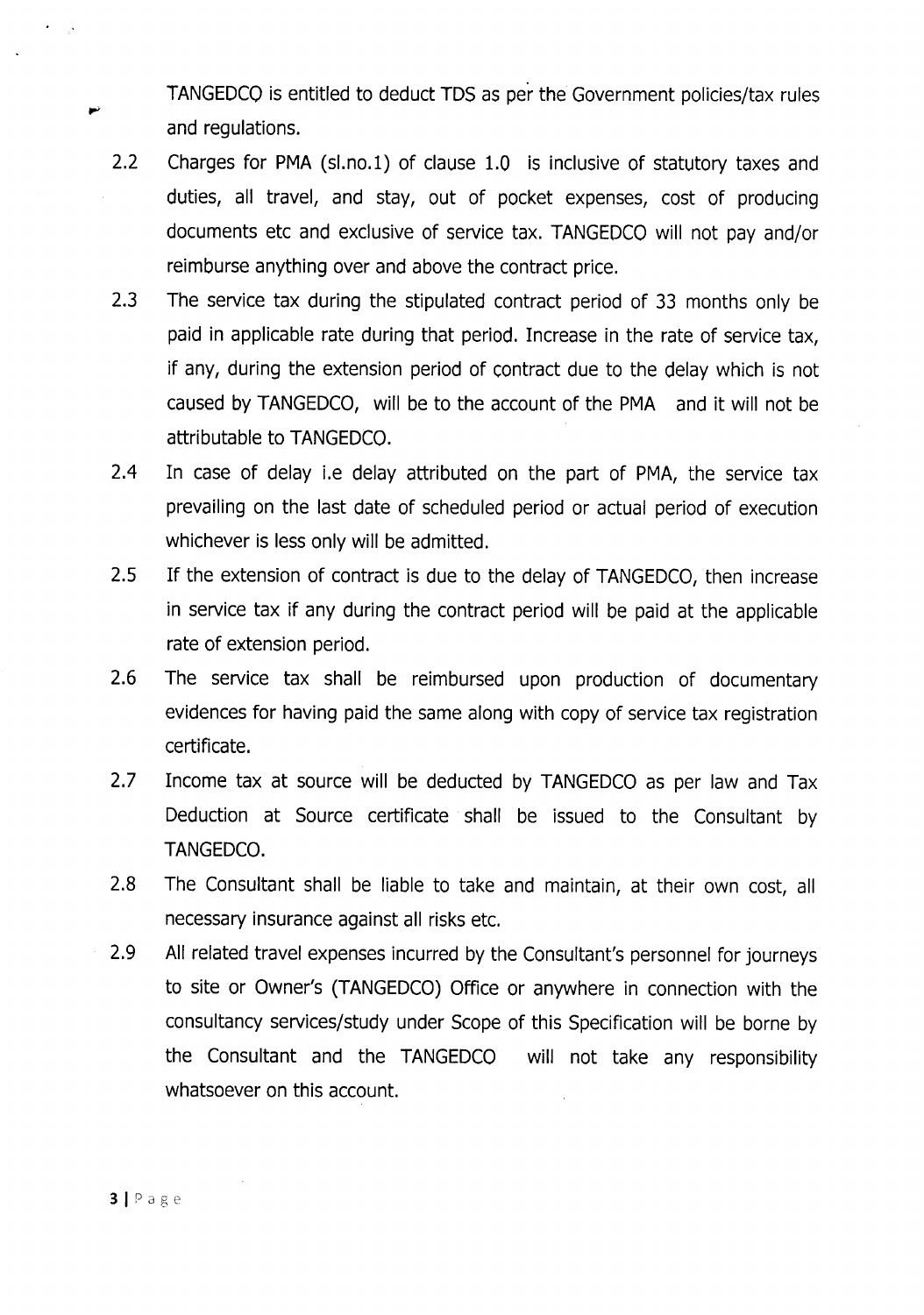TANGEDCO is entitled to deduct TDS as per the Government policies/tax rules and regulations.

2.2 Charges for PMA (sl.no.1) of clause 1.0 is inclusive of statutory taxes and duties, all travel, and stay, out of pocket expenses, cost of producing documents etc and exclusive of service tax. TANGEDCO will not pay and/or reimburse anything over and above the contract price.

2.3 The service tax during the stipulated contract period of 33 months only be paid in applicable rate during that period. Increase in the rate of service tax, if any, during the extension period of contract due to the delay which is not caused by TANGEDCO, will be to the account of the PMA and it will not be attributable to TANGEDCO.

2.4 In case of delay i.e delay attributed on the part of PMA, the service tax prevailing on the last date of scheduled period or actual period of execution whichever is less only will be admitted.

2.5 If the extension of contract is due to the delay of TANGEDCO, then increase in service tax if any during the contract period will be paid at the applicable rate of extension period.

2.6 The service tax shall be reimbursed upon production of documentary evidences for having paid the same along with copy of service tax registration certificate.

2.7 Income tax at source will be deducted by TANGEDCO as per law and Tax Deduction at Source certificate shall be issued to the Consultant by TANGEDCO.

2.8 The Consultant shall be liable to take and maintain, at their own cost, all necessary insurance against all risks etc.

2.9 All related travel expenses incurred by the Consultant's personnel for journeys to site or Owner's (TANGEDCO) Office or anywhere in connection with the consultancy services/study under Scope of this Specification will be borne by the Consultant and the TANGEDCO will not take any responsibility whatsoever on this account.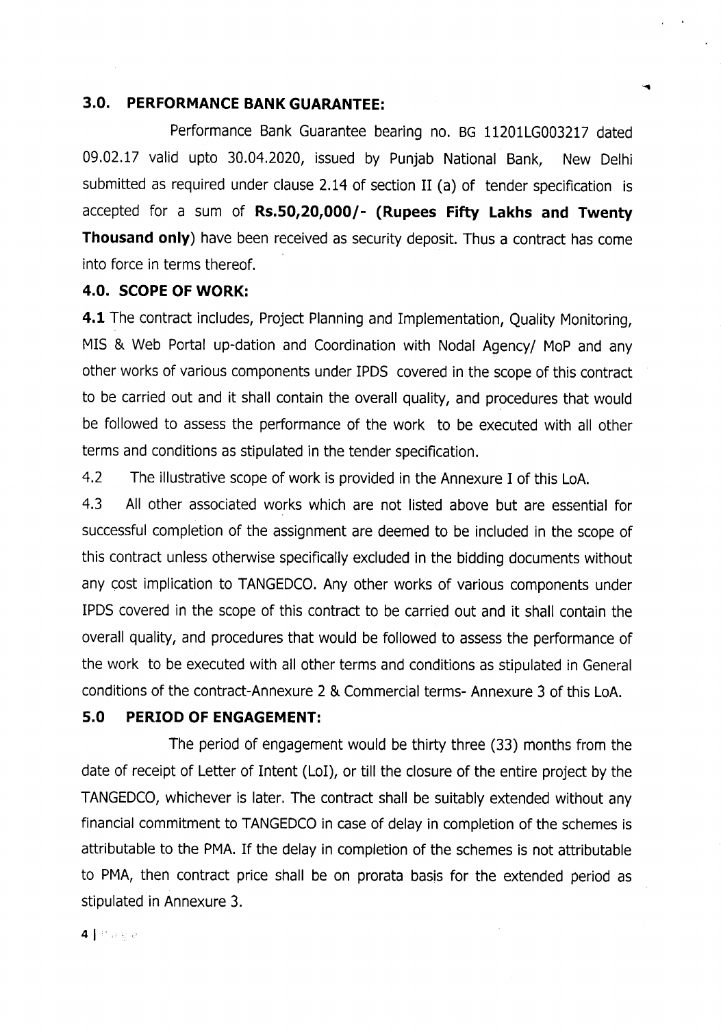### 3.0. PERFORMANCE BANK GUARANTEE:

Performance Bank Guarantee bearing no. BG 11201LG003217 dated 09.02.17 valid upto 30.04.2020, issued by Punjab National Bank, New Delhi submitted as required under clause 2.14 of section II (a) of tender specification is accepted for a sum of **Rs.50,20,000/- (Rupees Fifty Lakhs and Twenty Thousand only**) have been received as security deposit. Thus a contract has come into force in terms thereof.

### 4.0. SCOPE OF WORK:

**4.1** The contract includes, Project Planning and Implementation, Quality Monitoring, MIS & Web Portal up-dation and Coordination with Nodal Agency/ MoP and any other works of various components under IPDS covered in the scope of this contract to be carried out and it shall contain the overall quality, and procedures that would be followed to assess the performance of the work to be executed with all other terms and conditions as stipulated in the tender specification.

4.2 The illustrative scope of work is provided in the Annexure I of this LoA.

4.3 All other associated works which are not listed above but are essential for successful completion of the assignment are deemed to be included in the scope of this contract unless otherwise specifically excluded in the bidding documents without any cost implication to TANGEDCO. Any other works of various components under IPDS covered in the scope of this contract to be carried out and it shall contain the overall quality, and procedures that would be followed to assess the performance of the work to be executed with all other terms and conditions as stipulated in General conditions of the contract-Annexure 2 & Commercial terms- Annexure 3 of this LoA.

### 5.0 PERIOD OF ENGAGEMENT:

The period of engagement would be thirty three (33) months from the date of receipt of Letter of Intent (LoI), or till the closure of the entire project by the TANGEDCO, whichever is later. The contract shall be suitably extended without any financial commitment to TANGEDCO in case of delay in completion of the schemes is attributable to the PMA. If the delay in completion of the schemes is not attributable to PMA, then contract price shall be on prorata basis for the extended period as stipulated in Annexure 3.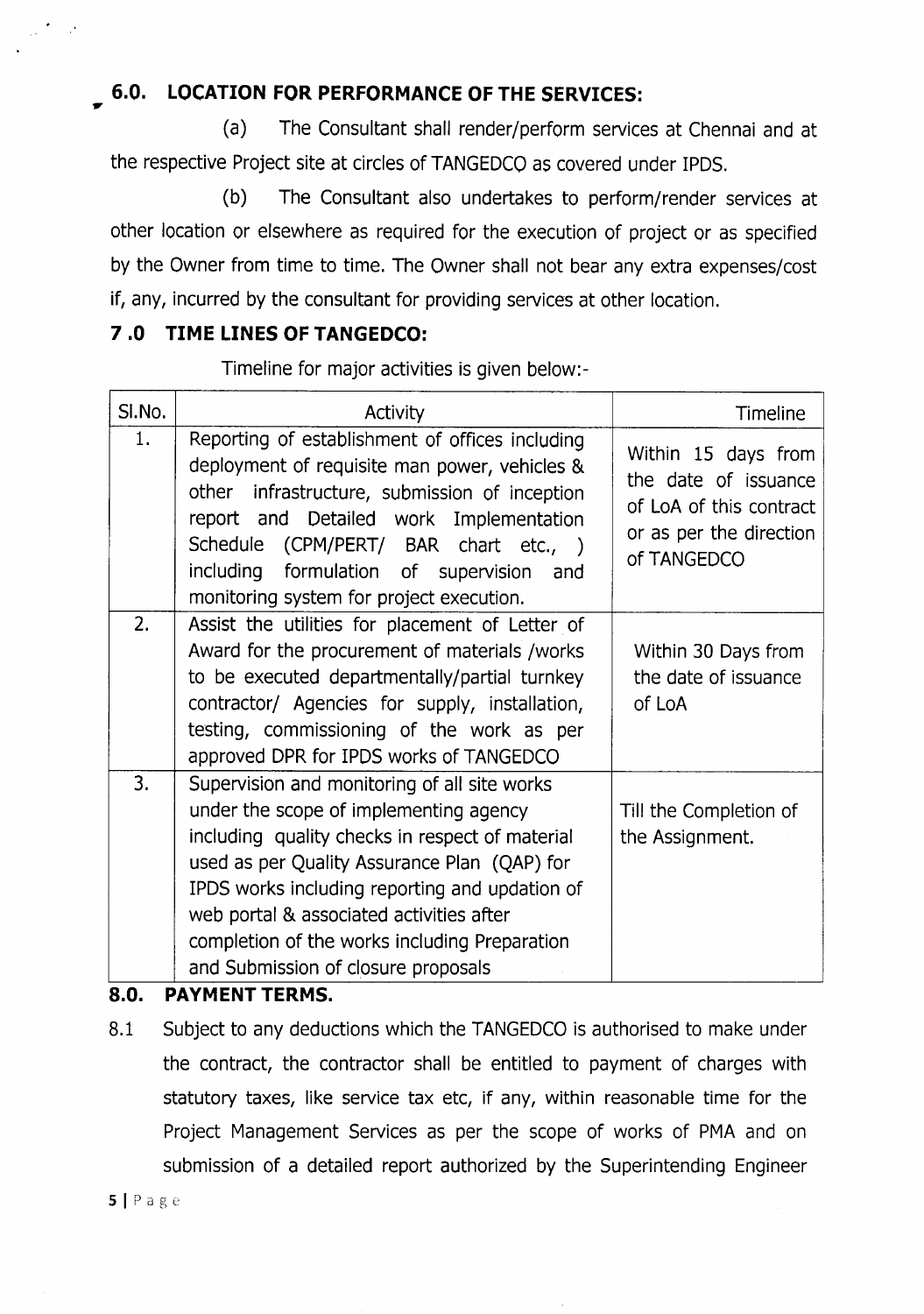## 6.0. LOCATION FOR PERFORMANCE OF THE SERVICES:

(a) The Consultant shall render/perform services at Chennai and at the respective Project site at circles of TANGEDCO as covered under IPDS.

(b) The Consultant also undertakes to perform/render services at other location or elsewhere as required for the execution of project or as specified by the Owner from time to time. The Owner shall not bear any extra expenses/cost if, any, incurred by the consultant for providing services at other location.

## 7 .0 TIME LINES OF TANGEDCO:

Timeline for major activities is given below:-

| Sl.No. | Activity | Timeline |
|---|---|---|
| 1. | Reporting of establishment of offices including deployment of requisite man power, vehicles & other infrastructure, submission of inception report and Detailed work Implementation Schedule (CPM/PERT/ BAR chart etc., ) including formulation of supervision and monitoring system for project execution. | Within 15 days from the date of issuance of LoA of this contract or as per the direction of TANGEDCO |
| 2. | Assist the utilities for placement of Letter of Award for the procurement of materials /works to be executed departmentally/partial turnkey contractor/ Agencies for supply, installation, testing, commissioning of the work as per approved DPR for IPDS works of TANGEDCO | Within 30 Days from the date of issuance of LoA |
| 3. | Supervision and monitoring of all site works under the scope of implementing agency including quality checks in respect of material used as per Quality Assurance Plan (QAP) for IPDS works including reporting and updation of web portal & associated activities after completion of the works including Preparation and Submission of closure proposals | Till the Completion of the Assignment. |

## 8.0. PAYMENT TERMS.

8.1 Subject to any deductions which the TANGEDCO is authorised to make under the contract, the contractor shall be entitled to payment of charges with statutory taxes, like service tax etc, if any, within reasonable time for the Project Management Services as per the scope of works of PMA and on submission of a detailed report authorized by the Superintending Engineer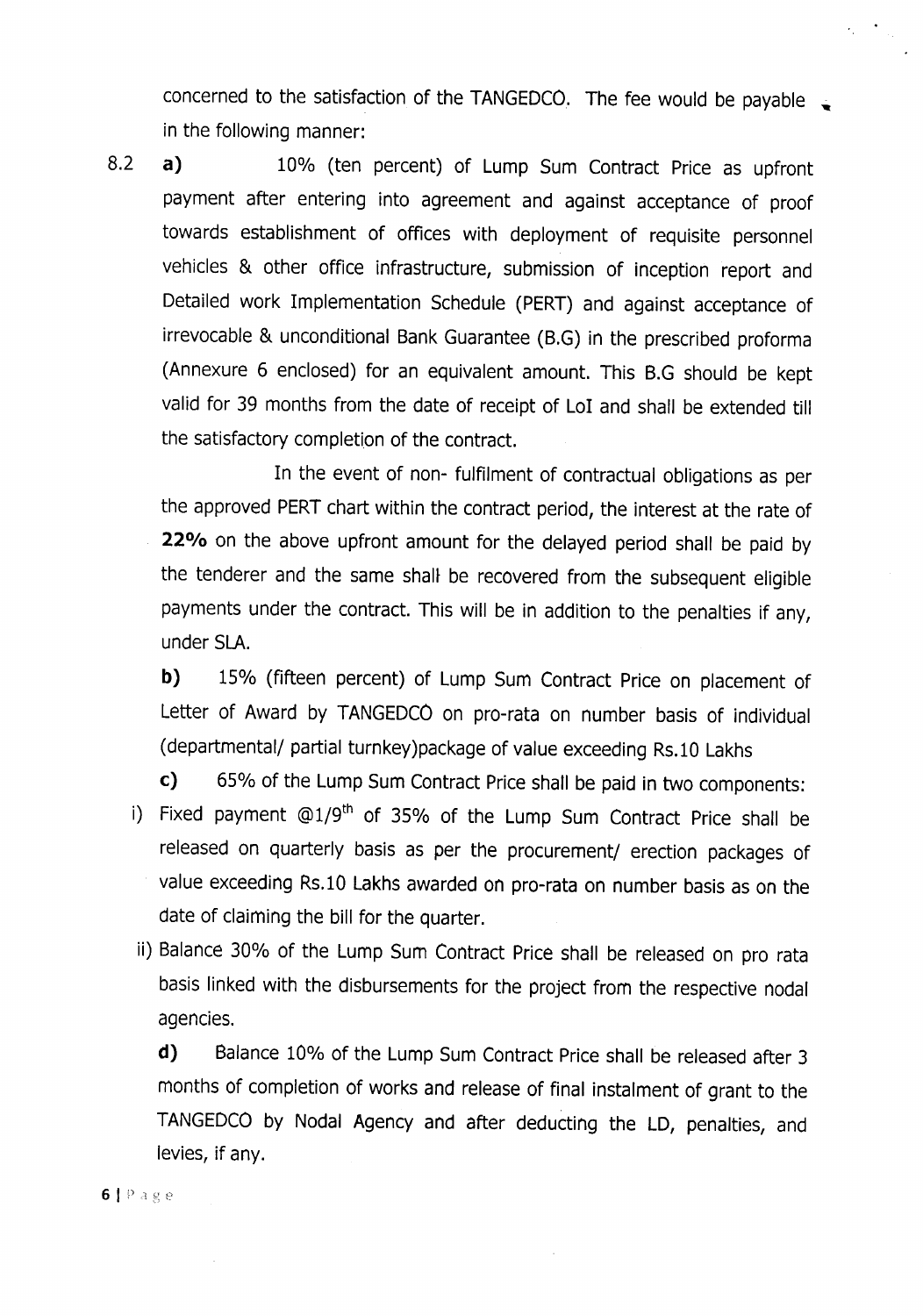concerned to the satisfaction of the TANGEDCO. The fee would be payable in the following manner:

8.2 **a)** 10% (ten percent) of Lump Sum Contract Price as upfront payment after entering into agreement and against acceptance of proof towards establishment of offices with deployment of requisite personnel vehicles & other office infrastructure, submission of inception report and Detailed work Implementation Schedule (PERT) and against acceptance of irrevocable & unconditional Bank Guarantee (B.G) in the prescribed proforma (Annexure 6 enclosed) for an equivalent amount. This B.G should be kept valid for 39 months from the date of receipt of LoI and shall be extended till the satisfactory completion of the contract.

In the event of non- fulfilment of contractual obligations as per the approved PERT chart within the contract period, the interest at the rate of **22%** on the above upfront amount for the delayed period shall be paid by the tenderer and the same shall be recovered from the subsequent eligible payments under the contract. This will be in addition to the penalties if any, under SLA.

**b)** 15% (fifteen percent) of Lump Sum Contract Price on placement of Letter of Award by TANGEDCO on pro-rata on number basis of individual (departmental/ partial turnkey)package of value exceeding Rs.10 Lakhs

**c)** 65% of the Lump Sum Contract Price shall be paid in two components:

i) Fixed payment @1/9$^{th}$ of 35% of the Lump Sum Contract Price shall be released on quarterly basis as per the procurement/ erection packages of value exceeding Rs.10 Lakhs awarded on pro-rata on number basis as on the date of claiming the bill for the quarter.

ii) Balance 30% of the Lump Sum Contract Price shall be released on pro rata basis linked with the disbursements for the project from the respective nodal agencies.

**d)** Balance 10% of the Lump Sum Contract Price shall be released after 3 months of completion of works and release of final instalment of grant to the TANGEDCO by Nodal Agency and after deducting the LD, penalties, and levies, if any.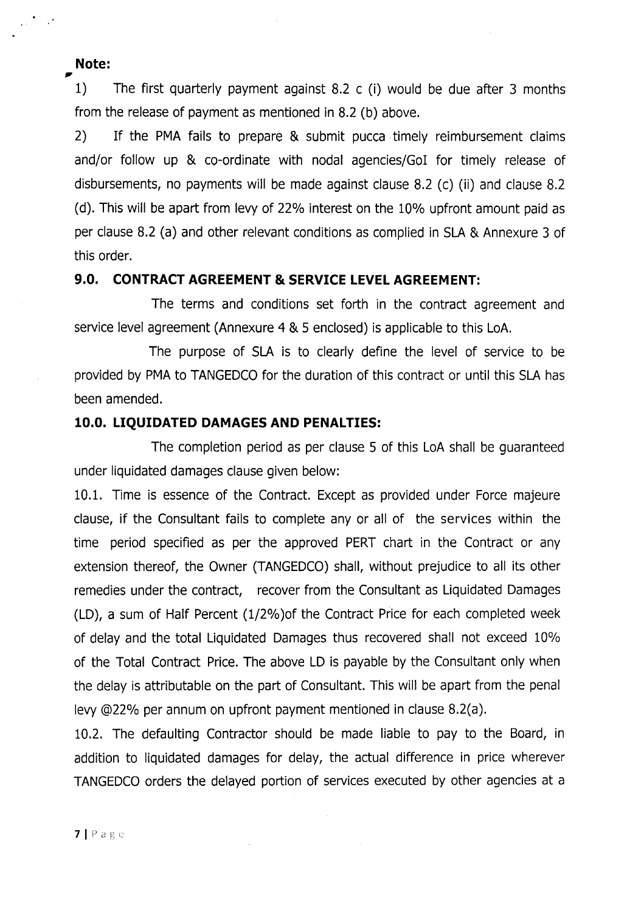**Note:**

1) The first quarterly payment against 8.2 c (i) would be due after 3 months from the release of payment as mentioned in 8.2 (b) above.

2) If the PMA fails to prepare & submit pucca timely reimbursement claims and/or follow up & co-ordinate with nodal agencies/GoI for timely release of disbursements, no payments will be made against clause 8.2 (c) (ii) and clause 8.2 (d). This will be apart from levy of 22% interest on the 10% upfront amount paid as per clause 8.2 (a) and other relevant conditions as complied in SLA & Annexure 3 of this order.

### 9.0. CONTRACT AGREEMENT & SERVICE LEVEL AGREEMENT:

The terms and conditions set forth in the contract agreement and service level agreement (Annexure 4 & 5 enclosed) is applicable to this LoA.

The purpose of SLA is to clearly define the level of service to be provided by PMA to TANGEDCO for the duration of this contract or until this SLA has been amended.

### 10.0. LIQUIDATED DAMAGES AND PENALTIES:

The completion period as per clause 5 of this LoA shall be guaranteed under liquidated damages clause given below:

10.1. Time is essence of the Contract. Except as provided under Force majeure clause, if the Consultant fails to complete any or all of the services within the time period specified as per the approved PERT chart in the Contract or any extension thereof, the Owner (TANGEDCO) shall, without prejudice to all its other remedies under the contract, recover from the Consultant as Liquidated Damages (LD), a sum of Half Percent (1/2%)of the Contract Price for each completed week of delay and the total Liquidated Damages thus recovered shall not exceed 10% of the Total Contract Price. The above LD is payable by the Consultant only when the delay is attributable on the part of Consultant. This will be apart from the penal levy @22% per annum on upfront payment mentioned in clause 8.2(a).

10.2. The defaulting Contractor should be made liable to pay to the Board, in addition to liquidated damages for delay, the actual difference in price wherever TANGEDCO orders the delayed portion of services executed by other agencies at a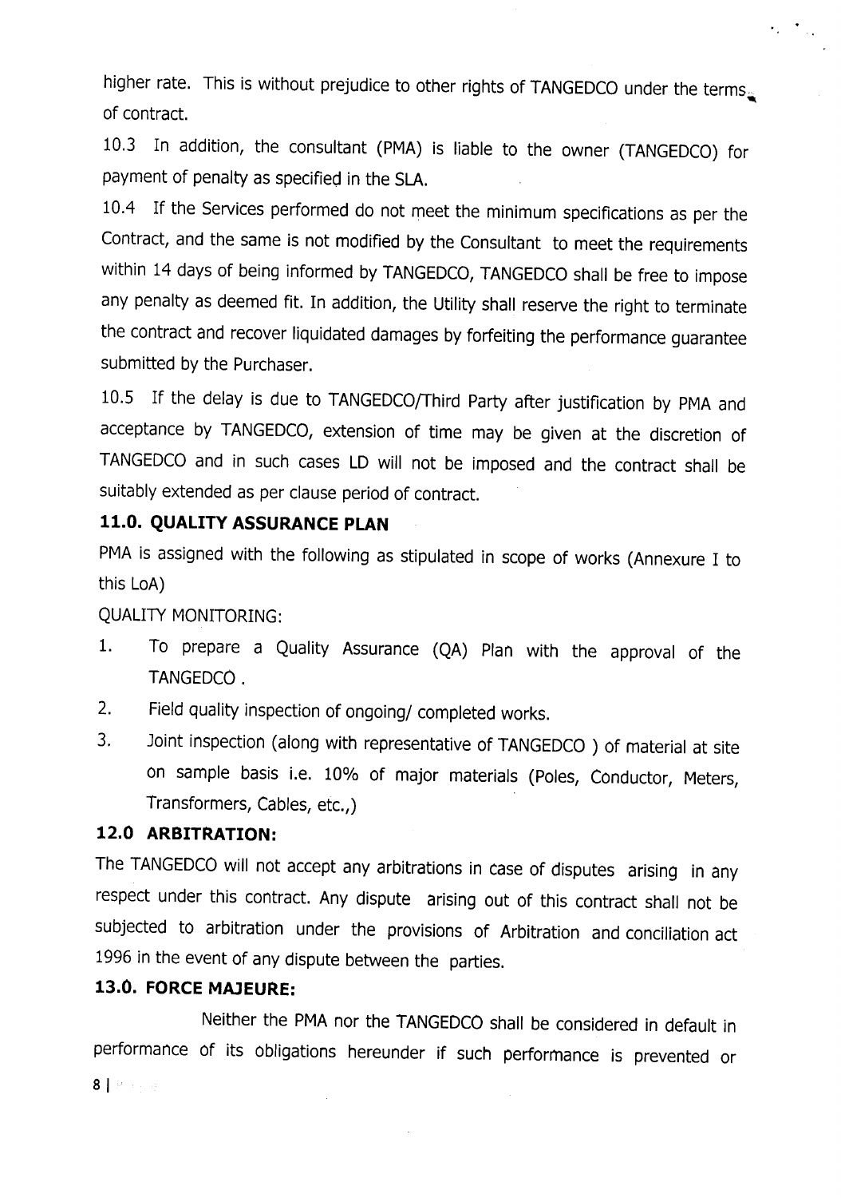higher rate. This is without prejudice to other rights of TANGEDCO under the terms of contract.

10.3 In addition, the consultant (PMA) is liable to the owner (TANGEDCO) for payment of penalty as specified in the SLA.

10.4 If the Services performed do not meet the minimum specifications as per the Contract, and the same is not modified by the Consultant to meet the requirements within 14 days of being informed by TANGEDCO, TANGEDCO shall be free to impose any penalty as deemed fit. In addition, the Utility shall reserve the right to terminate the contract and recover liquidated damages by forfeiting the performance guarantee submitted by the Purchaser.

10.5 If the delay is due to TANGEDCO/Third Party after justification by PMA and acceptance by TANGEDCO, extension of time may be given at the discretion of TANGEDCO and in such cases LD will not be imposed and the contract shall be suitably extended as per clause period of contract.

### 11.0. QUALITY ASSURANCE PLAN

PMA is assigned with the following as stipulated in scope of works (Annexure I to this LoA)

QUALITY MONITORING:

1. To prepare a Quality Assurance (QA) Plan with the approval of the TANGEDCO .
2. Field quality inspection of ongoing/ completed works.
3. Joint inspection (along with representative of TANGEDCO ) of material at site on sample basis i.e. 10% of major materials (Poles, Conductor, Meters, Transformers, Cables, etc.,)

### 12.0 ARBITRATION:

The TANGEDCO will not accept any arbitrations in case of disputes arising in any respect under this contract. Any dispute arising out of this contract shall not be subjected to arbitration under the provisions of Arbitration and conciliation act 1996 in the event of any dispute between the parties.

### 13.0. FORCE MAJEURE:

Neither the PMA nor the TANGEDCO shall be considered in default in performance of its obligations hereunder if such performance is prevented or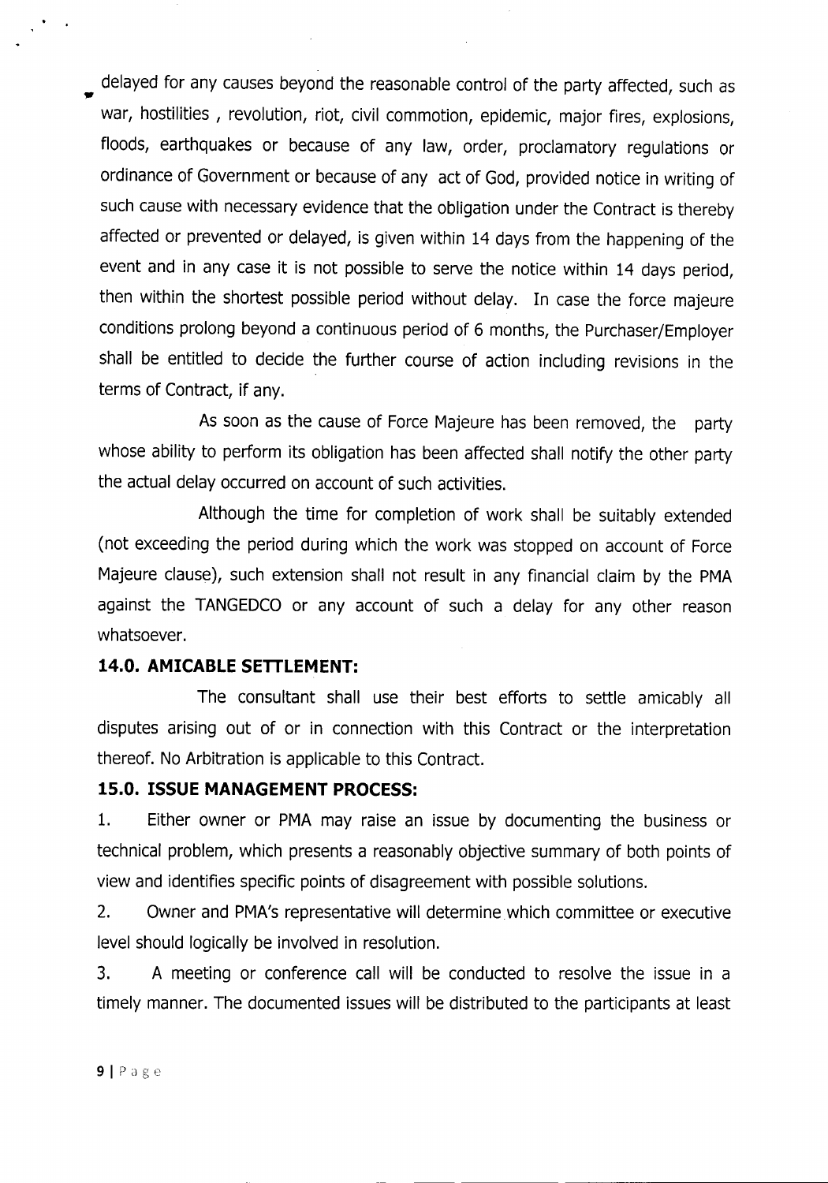delayed for any causes beyond the reasonable control of the party affected, such as war, hostilities , revolution, riot, civil commotion, epidemic, major fires, explosions, floods, earthquakes or because of any law, order, proclamatory regulations or ordinance of Government or because of any act of God, provided notice in writing of such cause with necessary evidence that the obligation under the Contract is thereby affected or prevented or delayed, is given within 14 days from the happening of the event and in any case it is not possible to serve the notice within 14 days period, then within the shortest possible period without delay. In case the force majeure conditions prolong beyond a continuous period of 6 months, the Purchaser/Employer shall be entitled to decide the further course of action including revisions in the terms of Contract, if any.

As soon as the cause of Force Majeure has been removed, the party whose ability to perform its obligation has been affected shall notify the other party the actual delay occurred on account of such activities.

Although the time for completion of work shall be suitably extended (not exceeding the period during which the work was stopped on account of Force Majeure clause), such extension shall not result in any financial claim by the PMA against the TANGEDCO or any account of such a delay for any other reason whatsoever.

**14.0. AMICABLE SETTLEMENT:**

The consultant shall use their best efforts to settle amicably all disputes arising out of or in connection with this Contract or the interpretation thereof. No Arbitration is applicable to this Contract.

**15.0. ISSUE MANAGEMENT PROCESS:**

1. Either owner or PMA may raise an issue by documenting the business or technical problem, which presents a reasonably objective summary of both points of view and identifies specific points of disagreement with possible solutions.
2. Owner and PMA's representative will determine which committee or executive level should logically be involved in resolution.
3. A meeting or conference call will be conducted to resolve the issue in a timely manner. The documented issues will be distributed to the participants at least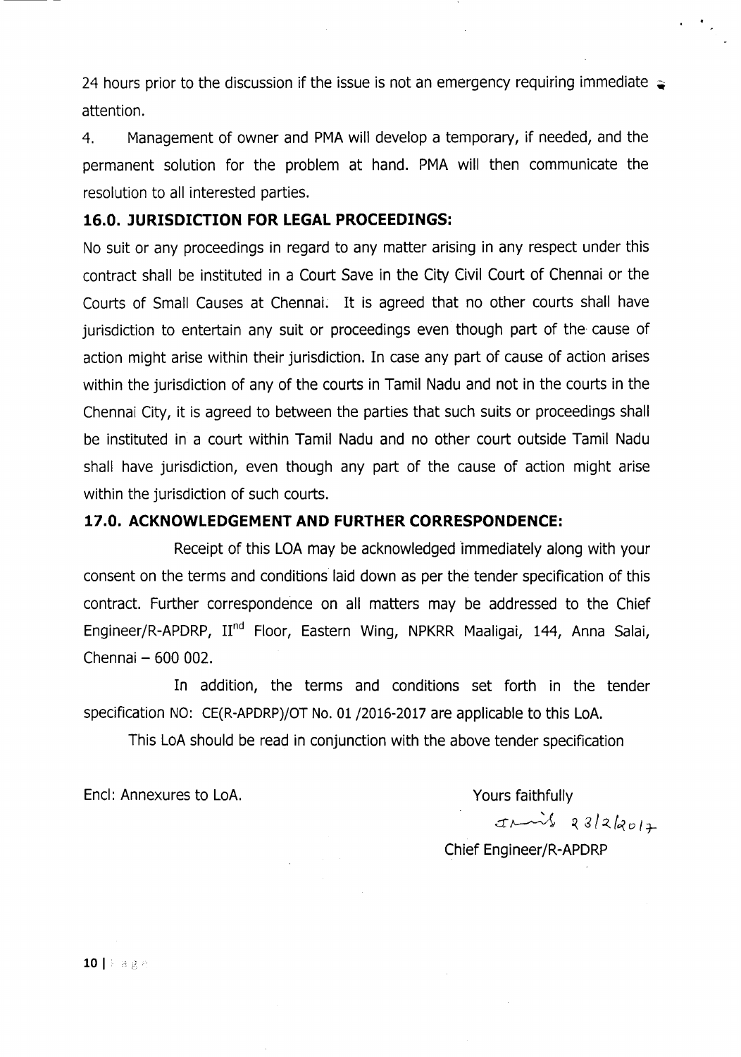24 hours prior to the discussion if the issue is not an emergency requiring immediate attention.

4. Management of owner and PMA will develop a temporary, if needed, and the permanent solution for the problem at hand. PMA will then communicate the resolution to all interested parties.

### 16.0. JURISDICTION FOR LEGAL PROCEEDINGS:

No suit or any proceedings in regard to any matter arising in any respect under this contract shall be instituted in a Court Save in the City Civil Court of Chennai or the Courts of Small Causes at Chennai. It is agreed that no other courts shall have jurisdiction to entertain any suit or proceedings even though part of the cause of action might arise within their jurisdiction. In case any part of cause of action arises within the jurisdiction of any of the courts in Tamil Nadu and not in the courts in the Chennai City, it is agreed to between the parties that such suits or proceedings shall be instituted in a court within Tamil Nadu and no other court outside Tamil Nadu shall have jurisdiction, even though any part of the cause of action might arise within the jurisdiction of such courts.

### 17.0. ACKNOWLEDGEMENT AND FURTHER CORRESPONDENCE:

Receipt of this LOA may be acknowledged immediately along with your consent on the terms and conditions laid down as per the tender specification of this contract. Further correspondence on all matters may be addressed to the Chief Engineer/R-APDRP, II[nd] Floor, Eastern Wing, NPKRR Maaligai, 144, Anna Salai, Chennai – 600 002.

In addition, the terms and conditions set forth in the tender specification NO: CE(R-APDRP)/OT No. 01 /2016-2017 are applicable to this LoA.

This LoA should be read in conjunction with the above tender specification

Encl: Annexures to LoA.

Yours faithfully

23/2/2017

Chief Engineer/R-APDRP